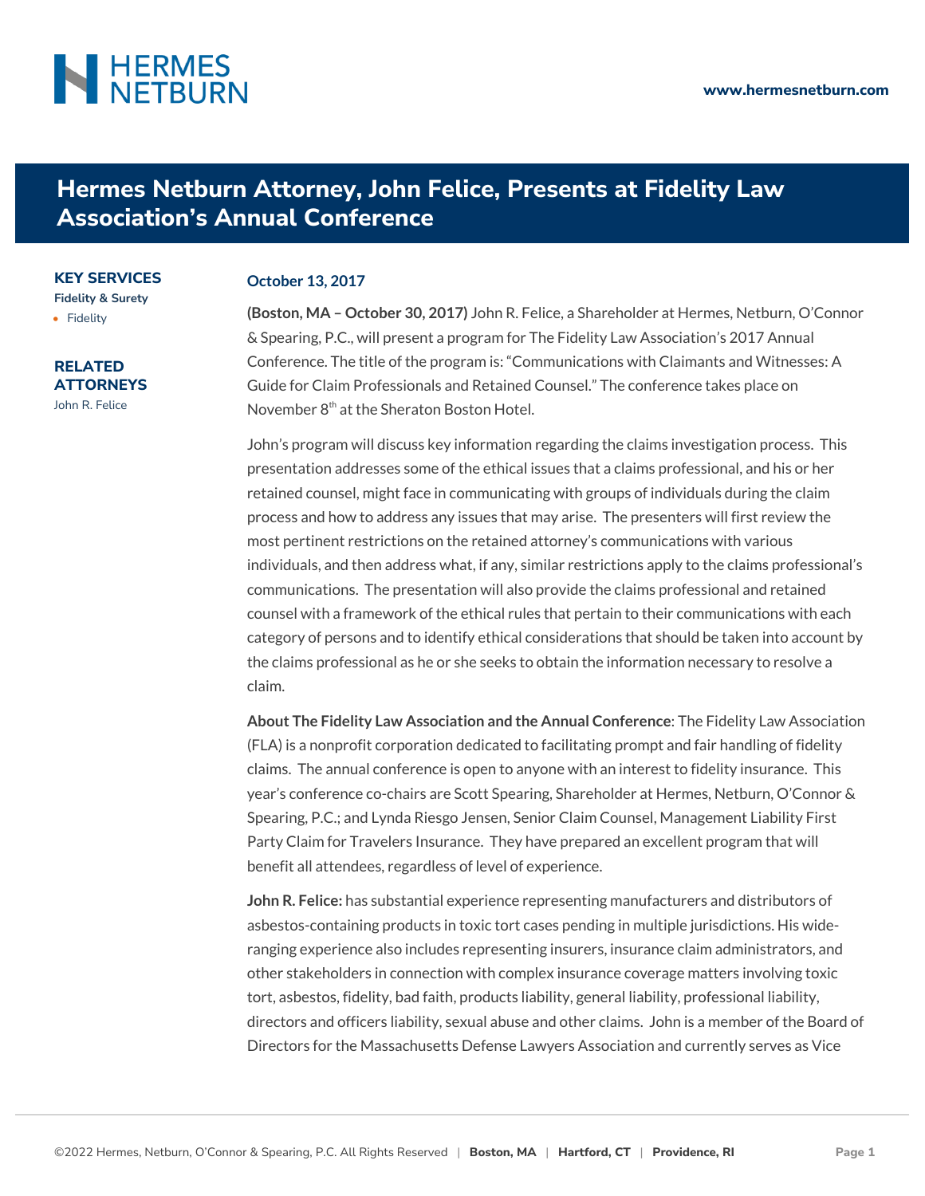# Hermes Netburn Attorney, John Felice, Presents at Fidelity Law Association's Annual Conference

**KEY SERVICES**

**Fidelity & Surety**

- Fidelity

**RELATED ATTORNEYS**

John R. Felice

**October 13, 2017**

**(Boston, MA – October 30, 2017)** John R. Felice, a Shareholder at Hermes, Netburn, O'Connor & Spearing, P.C., will present a program for The Fidelity Law Association's 2017 Annual Conference. The title of the program is: "Communications with Claimants and Witnesses: A Guide for Claim Professionals and Retained Counsel." The conference takes place on November 8th at the Sheraton Boston Hotel.

John's program will discuss key information regarding the claims investigation process. This presentation addresses some of the ethical issues that a claims professional, and his or her retained counsel, might face in communicating with groups of individuals during the claim process and how to address any issues that may arise. The presenters will first review the most pertinent restrictions on the retained attorney's communications with various individuals, and then address what, if any, similar restrictions apply to the claims professional's communications. The presentation will also provide the claims professional and retained counsel with a framework of the ethical rules that pertain to their communications with each category of persons and to identify ethical considerations that should be taken into account by the claims professional as he or she seeks to obtain the information necessary to resolve a claim.

**About The Fidelity Law Association and the Annual Conference**: The Fidelity Law Association (FLA) is a nonprofit corporation dedicated to facilitating prompt and fair handling of fidelity claims. The annual conference is open to anyone with an interest to fidelity insurance. This year's conference co-chairs are Scott Spearing, Shareholder at Hermes, Netburn, O'Connor & Spearing, P.C.; and Lynda Riesgo Jensen, Senior Claim Counsel, Management Liability First Party Claim for Travelers Insurance. They have prepared an excellent program that will benefit all attendees, regardless of level of experience.

**John R. Felice:** has substantial experience representing manufacturers and distributors of asbestos-containing products in toxic tort cases pending in multiple jurisdictions. His wide-ranging experience also includes representing insurers, insurance claim administrators, and other stakeholders in connection with complex insurance coverage matters involving toxic tort, asbestos, fidelity, bad faith, products liability, general liability, professional liability, directors and officers liability, sexual abuse and other claims. John is a member of the Board of Directors for the Massachusetts Defense Lawyers Association and currently serves as Vice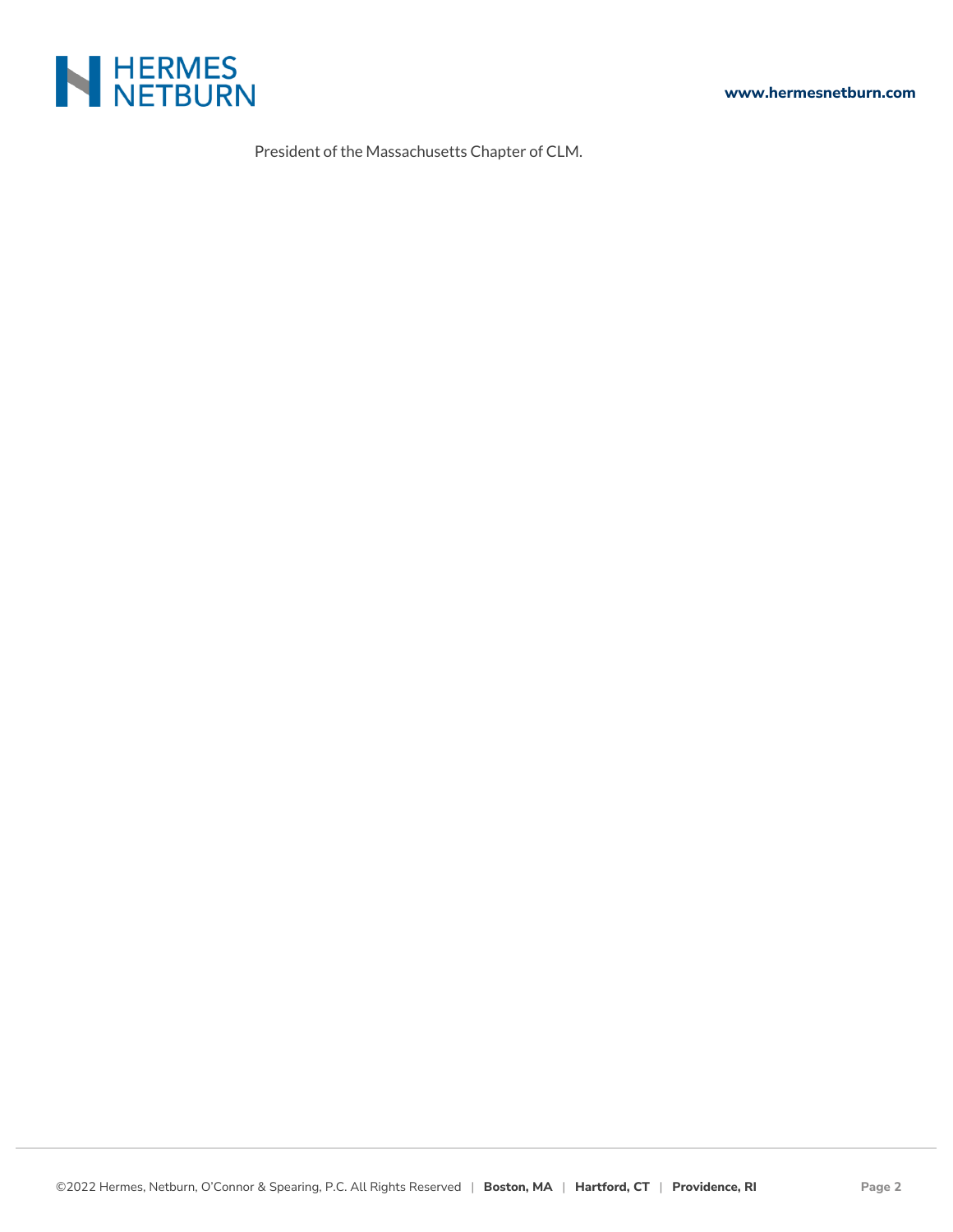President of the Massachusetts Chapter of CLM.